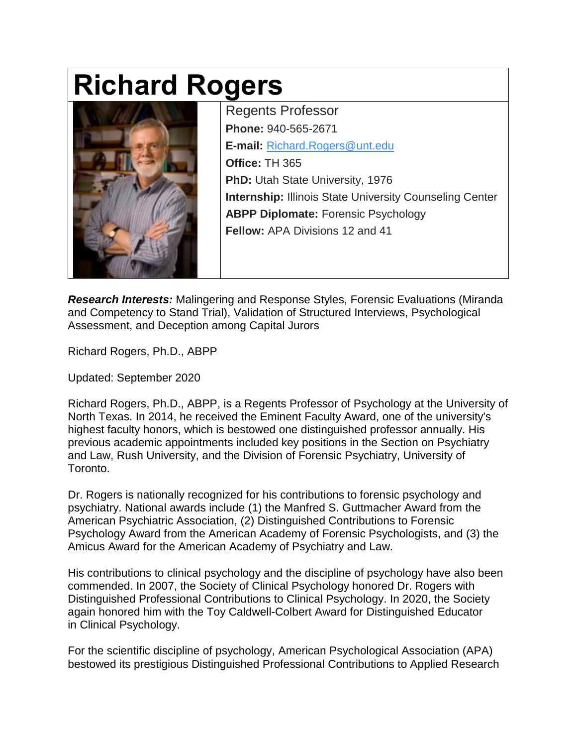# Richard Rogers

Regents Professor

**Phone:** 940-565-2671

**E-mail:** [Richard.Rogers@unt.edu](mailto:Richard.Rogers@unt.edu)

**Office:** TH 365

**PhD:** Utah State University, 1976

**Internship:** Illinois State University Counseling Center

**ABPP Diplomate:** Forensic Psychology

**Fellow:** APA Divisions 12 and 41

***Research Interests:*** Malingering and Response Styles, Forensic Evaluations (Miranda and Competency to Stand Trial), Validation of Structured Interviews, Psychological Assessment, and Deception among Capital Jurors

Richard Rogers, Ph.D., ABPP

Updated: September 2020

Richard Rogers, Ph.D., ABPP, is a Regents Professor of Psychology at the University of North Texas. In 2014, he received the Eminent Faculty Award, one of the university's highest faculty honors, which is bestowed one distinguished professor annually. His previous academic appointments included key positions in the Section on Psychiatry and Law, Rush University, and the Division of Forensic Psychiatry, University of Toronto.

Dr. Rogers is nationally recognized for his contributions to forensic psychology and psychiatry. National awards include (1) the Manfred S. Guttmacher Award from the American Psychiatric Association, (2) Distinguished Contributions to Forensic Psychology Award from the American Academy of Forensic Psychologists, and (3) the Amicus Award for the American Academy of Psychiatry and Law.

His contributions to clinical psychology and the discipline of psychology have also been commended. In 2007, the Society of Clinical Psychology honored Dr. Rogers with Distinguished Professional Contributions to Clinical Psychology. In 2020, the Society again honored him with the Toy Caldwell-Colbert Award for Distinguished Educator in Clinical Psychology.

For the scientific discipline of psychology, American Psychological Association (APA) bestowed its prestigious Distinguished Professional Contributions to Applied Research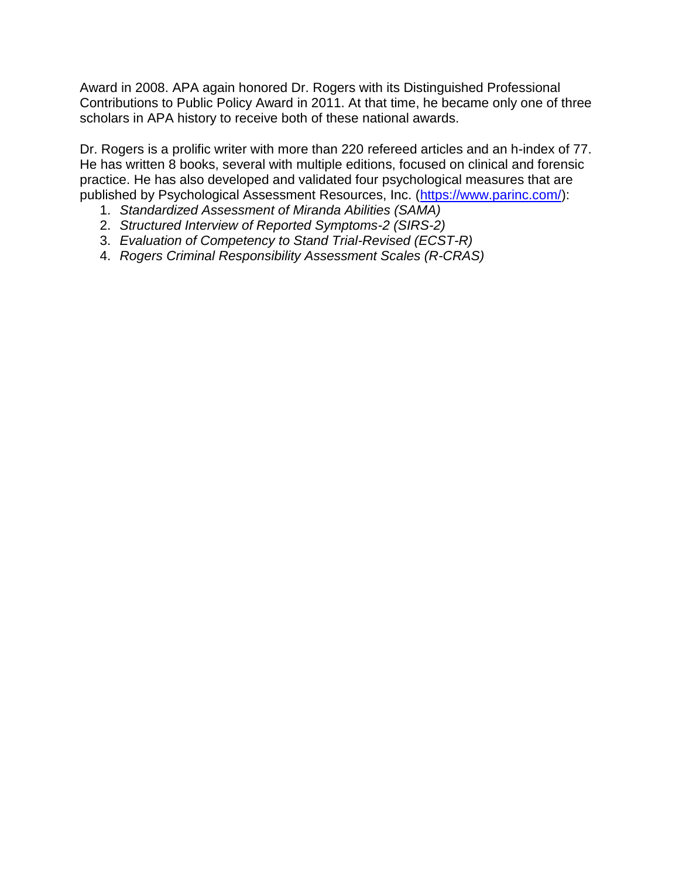Award in 2008. APA again honored Dr. Rogers with its Distinguished Professional Contributions to Public Policy Award in 2011. At that time, he became only one of three scholars in APA history to receive both of these national awards.

Dr. Rogers is a prolific writer with more than 220 refereed articles and an h-index of 77. He has written 8 books, several with multiple editions, focused on clinical and forensic practice. He has also developed and validated four psychological measures that are published by Psychological Assessment Resources, Inc. (https://www.parinc.com/):

1. *Standardized Assessment of Miranda Abilities (SAMA)*
2. *Structured Interview of Reported Symptoms-2 (SIRS-2)*
3. *Evaluation of Competency to Stand Trial-Revised (ECST-R)*
4. *Rogers Criminal Responsibility Assessment Scales (R-CRAS)*